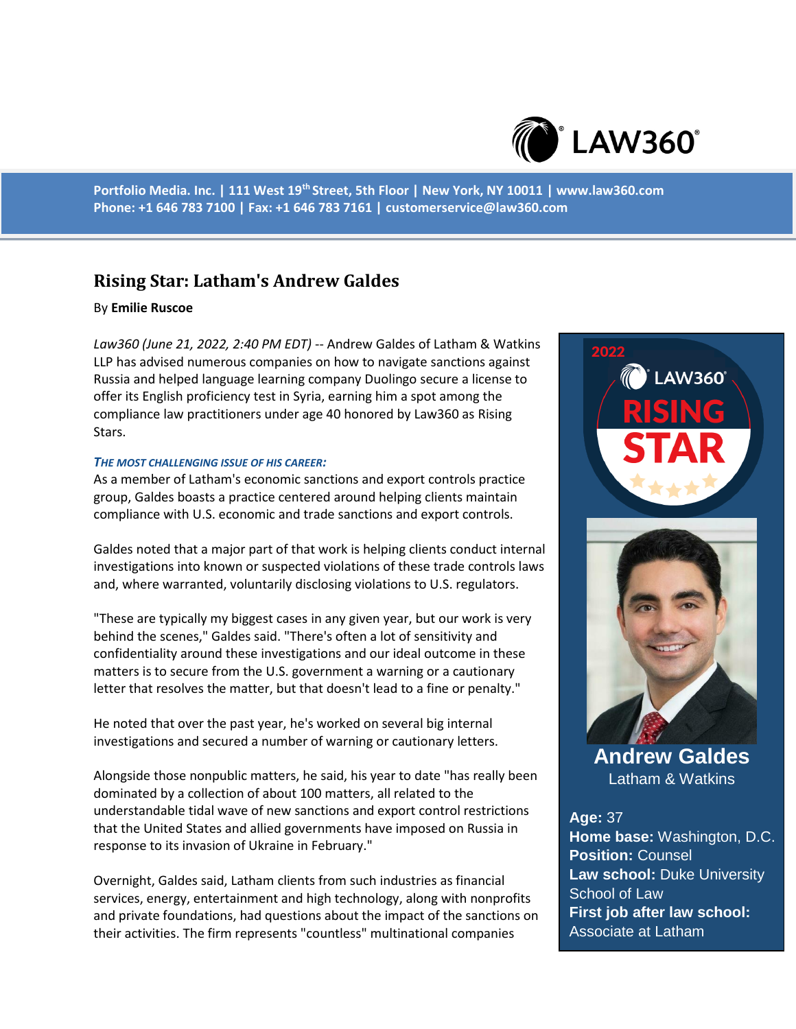Portfolio Media. Inc. | 111 West 19th Street, 5th Floor | New York, NY 10011 | www.law360.com
Phone: +1 646 783 7100 | Fax: +1 646 783 7161 | customerservice@law360.com

# Rising Star: Latham's Andrew Galdes

By **Emilie Ruscoe**

*Law360 (June 21, 2022, 2:40 PM EDT)* -- Andrew Galdes of Latham & Watkins LLP has advised numerous companies on how to navigate sanctions against Russia and helped language learning company Duolingo secure a license to offer its English proficiency test in Syria, earning him a spot among the compliance law practitioners under age 40 honored by Law360 as Rising Stars.

**Andrew Galdes**
Latham & Watkins

**Age:** 37
**Home base:** Washington, D.C.
**Position:** Counsel
**Law school:** Duke University School of Law
**First job after law school:** Associate at Latham

***THE MOST CHALLENGING ISSUE OF HIS CAREER:***

As a member of Latham's economic sanctions and export controls practice group, Galdes boasts a practice centered around helping clients maintain compliance with U.S. economic and trade sanctions and export controls.

Galdes noted that a major part of that work is helping clients conduct internal investigations into known or suspected violations of these trade controls laws and, where warranted, voluntarily disclosing violations to U.S. regulators.

"These are typically my biggest cases in any given year, but our work is very behind the scenes," Galdes said. "There's often a lot of sensitivity and confidentiality around these investigations and our ideal outcome in these matters is to secure from the U.S. government a warning or a cautionary letter that resolves the matter, but that doesn't lead to a fine or penalty."

He noted that over the past year, he's worked on several big internal investigations and secured a number of warning or cautionary letters.

Alongside those nonpublic matters, he said, his year to date "has really been dominated by a collection of about 100 matters, all related to the understandable tidal wave of new sanctions and export control restrictions that the United States and allied governments have imposed on Russia in response to its invasion of Ukraine in February."

Overnight, Galdes said, Latham clients from such industries as financial services, energy, entertainment and high technology, along with nonprofits and private foundations, had questions about the impact of the sanctions on their activities. The firm represents "countless" multinational companies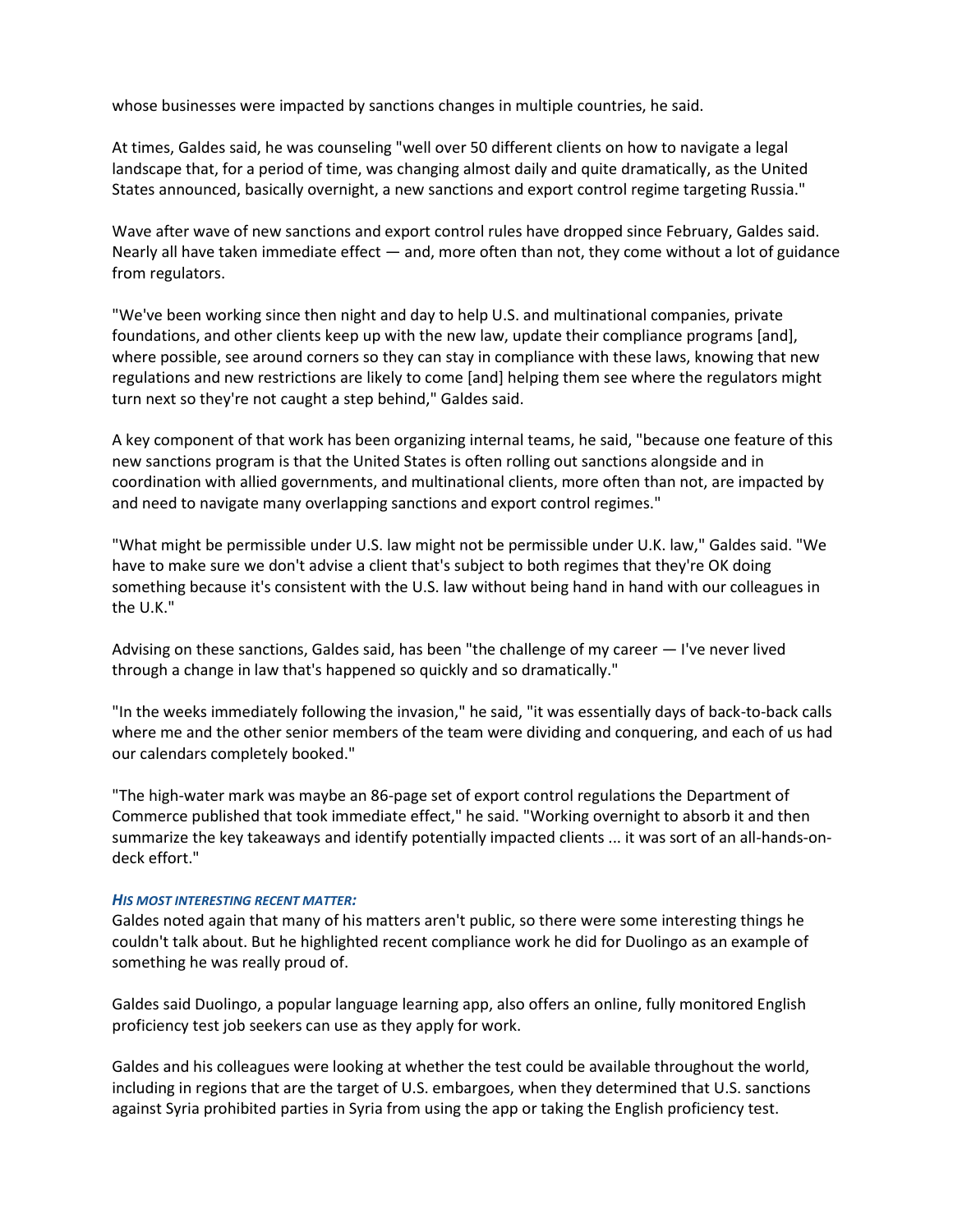whose businesses were impacted by sanctions changes in multiple countries, he said.

At times, Galdes said, he was counseling "well over 50 different clients on how to navigate a legal landscape that, for a period of time, was changing almost daily and quite dramatically, as the United States announced, basically overnight, a new sanctions and export control regime targeting Russia."

Wave after wave of new sanctions and export control rules have dropped since February, Galdes said. Nearly all have taken immediate effect — and, more often than not, they come without a lot of guidance from regulators.

"We've been working since then night and day to help U.S. and multinational companies, private foundations, and other clients keep up with the new law, update their compliance programs [and], where possible, see around corners so they can stay in compliance with these laws, knowing that new regulations and new restrictions are likely to come [and] helping them see where the regulators might turn next so they're not caught a step behind," Galdes said.

A key component of that work has been organizing internal teams, he said, "because one feature of this new sanctions program is that the United States is often rolling out sanctions alongside and in coordination with allied governments, and multinational clients, more often than not, are impacted by and need to navigate many overlapping sanctions and export control regimes."

"What might be permissible under U.S. law might not be permissible under U.K. law," Galdes said. "We have to make sure we don't advise a client that's subject to both regimes that they're OK doing something because it's consistent with the U.S. law without being hand in hand with our colleagues in the U.K."

Advising on these sanctions, Galdes said, has been "the challenge of my career — I've never lived through a change in law that's happened so quickly and so dramatically."

"In the weeks immediately following the invasion," he said, "it was essentially days of back-to-back calls where me and the other senior members of the team were dividing and conquering, and each of us had our calendars completely booked."

"The high-water mark was maybe an 86-page set of export control regulations the Department of Commerce published that took immediate effect," he said. "Working overnight to absorb it and then summarize the key takeaways and identify potentially impacted clients ... it was sort of an all-hands-on-deck effort."

***HIS MOST INTERESTING RECENT MATTER:***

Galdes noted again that many of his matters aren't public, so there were some interesting things he couldn't talk about. But he highlighted recent compliance work he did for Duolingo as an example of something he was really proud of.

Galdes said Duolingo, a popular language learning app, also offers an online, fully monitored English proficiency test job seekers can use as they apply for work.

Galdes and his colleagues were looking at whether the test could be available throughout the world, including in regions that are the target of U.S. embargoes, when they determined that U.S. sanctions against Syria prohibited parties in Syria from using the app or taking the English proficiency test.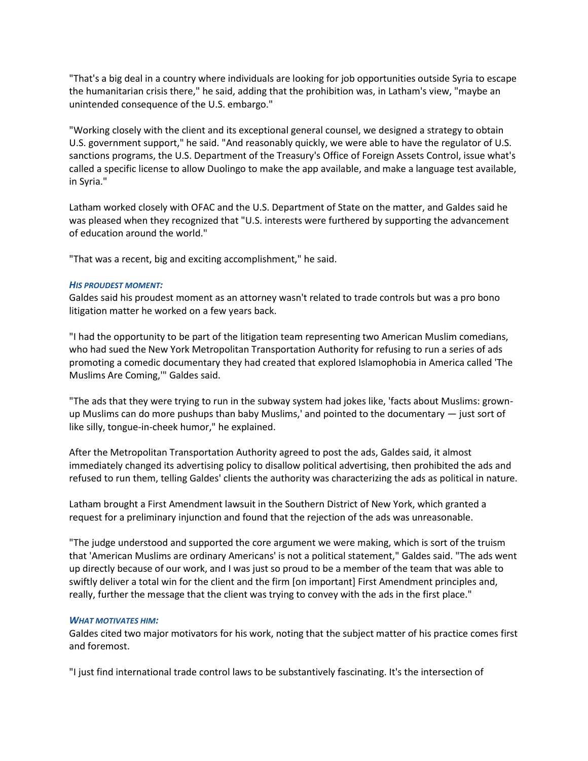"That's a big deal in a country where individuals are looking for job opportunities outside Syria to escape the humanitarian crisis there," he said, adding that the prohibition was, in Latham's view, "maybe an unintended consequence of the U.S. embargo."

"Working closely with the client and its exceptional general counsel, we designed a strategy to obtain U.S. government support," he said. "And reasonably quickly, we were able to have the regulator of U.S. sanctions programs, the U.S. Department of the Treasury's Office of Foreign Assets Control, issue what's called a specific license to allow Duolingo to make the app available, and make a language test available, in Syria."

Latham worked closely with OFAC and the U.S. Department of State on the matter, and Galdes said he was pleased when they recognized that "U.S. interests were furthered by supporting the advancement of education around the world."

"That was a recent, big and exciting accomplishment," he said.

***HIS PROUDEST MOMENT:***

Galdes said his proudest moment as an attorney wasn't related to trade controls but was a pro bono litigation matter he worked on a few years back.

"I had the opportunity to be part of the litigation team representing two American Muslim comedians, who had sued the New York Metropolitan Transportation Authority for refusing to run a series of ads promoting a comedic documentary they had created that explored Islamophobia in America called 'The Muslims Are Coming,'" Galdes said.

"The ads that they were trying to run in the subway system had jokes like, 'facts about Muslims: grown-up Muslims can do more pushups than baby Muslims,' and pointed to the documentary — just sort of like silly, tongue-in-cheek humor," he explained.

After the Metropolitan Transportation Authority agreed to post the ads, Galdes said, it almost immediately changed its advertising policy to disallow political advertising, then prohibited the ads and refused to run them, telling Galdes' clients the authority was characterizing the ads as political in nature.

Latham brought a First Amendment lawsuit in the Southern District of New York, which granted a request for a preliminary injunction and found that the rejection of the ads was unreasonable.

"The judge understood and supported the core argument we were making, which is sort of the truism that 'American Muslims are ordinary Americans' is not a political statement," Galdes said. "The ads went up directly because of our work, and I was just so proud to be a member of the team that was able to swiftly deliver a total win for the client and the firm [on important] First Amendment principles and, really, further the message that the client was trying to convey with the ads in the first place."

***WHAT MOTIVATES HIM:***

Galdes cited two major motivators for his work, noting that the subject matter of his practice comes first and foremost.

"I just find international trade control laws to be substantively fascinating. It's the intersection of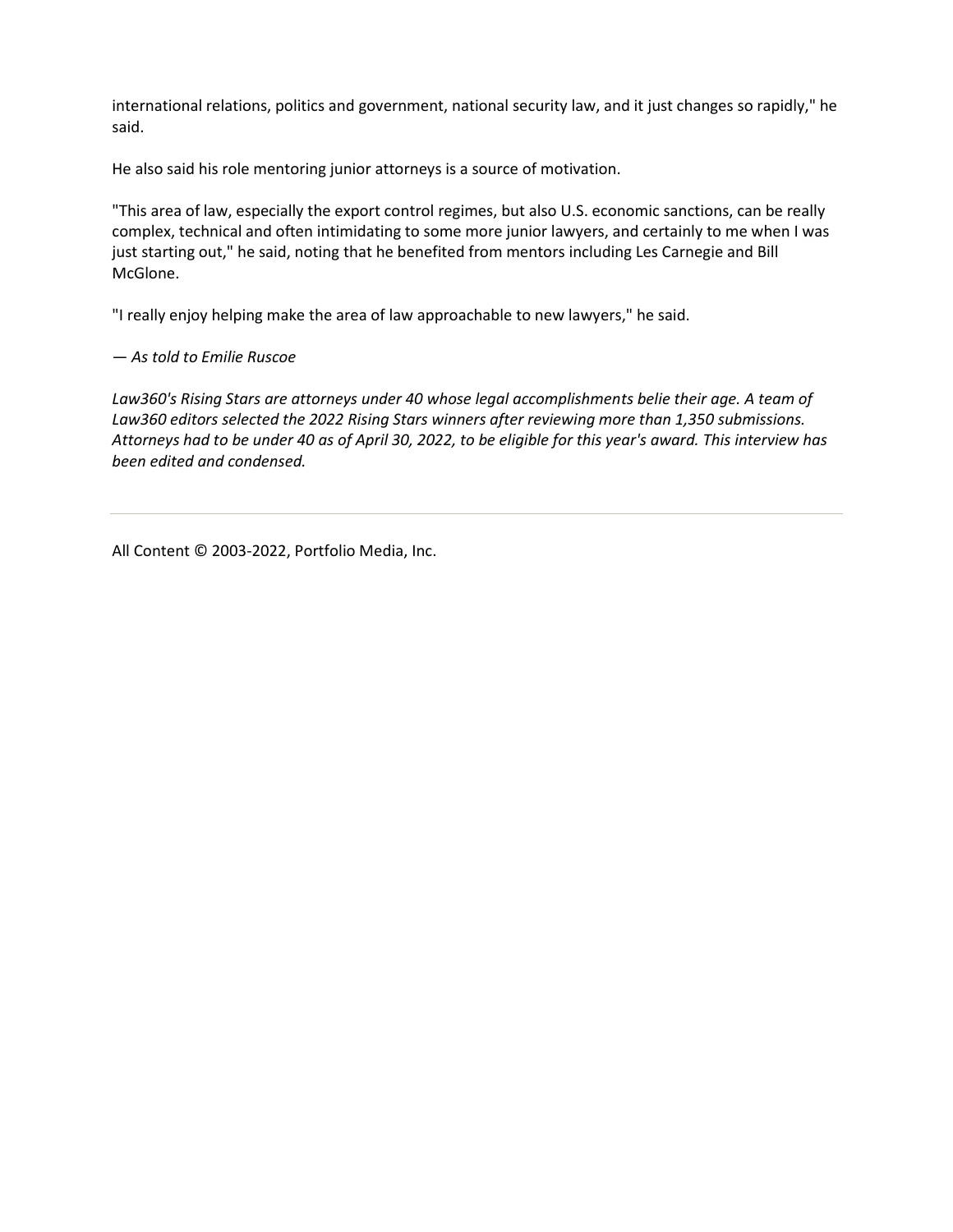international relations, politics and government, national security law, and it just changes so rapidly," he said.

He also said his role mentoring junior attorneys is a source of motivation.

"This area of law, especially the export control regimes, but also U.S. economic sanctions, can be really complex, technical and often intimidating to some more junior lawyers, and certainly to me when I was just starting out," he said, noting that he benefited from mentors including Les Carnegie and Bill McGlone.

"I really enjoy helping make the area of law approachable to new lawyers," he said.

*— As told to Emilie Ruscoe*

*Law360's Rising Stars are attorneys under 40 whose legal accomplishments belie their age. A team of Law360 editors selected the 2022 Rising Stars winners after reviewing more than 1,350 submissions. Attorneys had to be under 40 as of April 30, 2022, to be eligible for this year's award. This interview has been edited and condensed.*

---

All Content © 2003-2022, Portfolio Media, Inc.